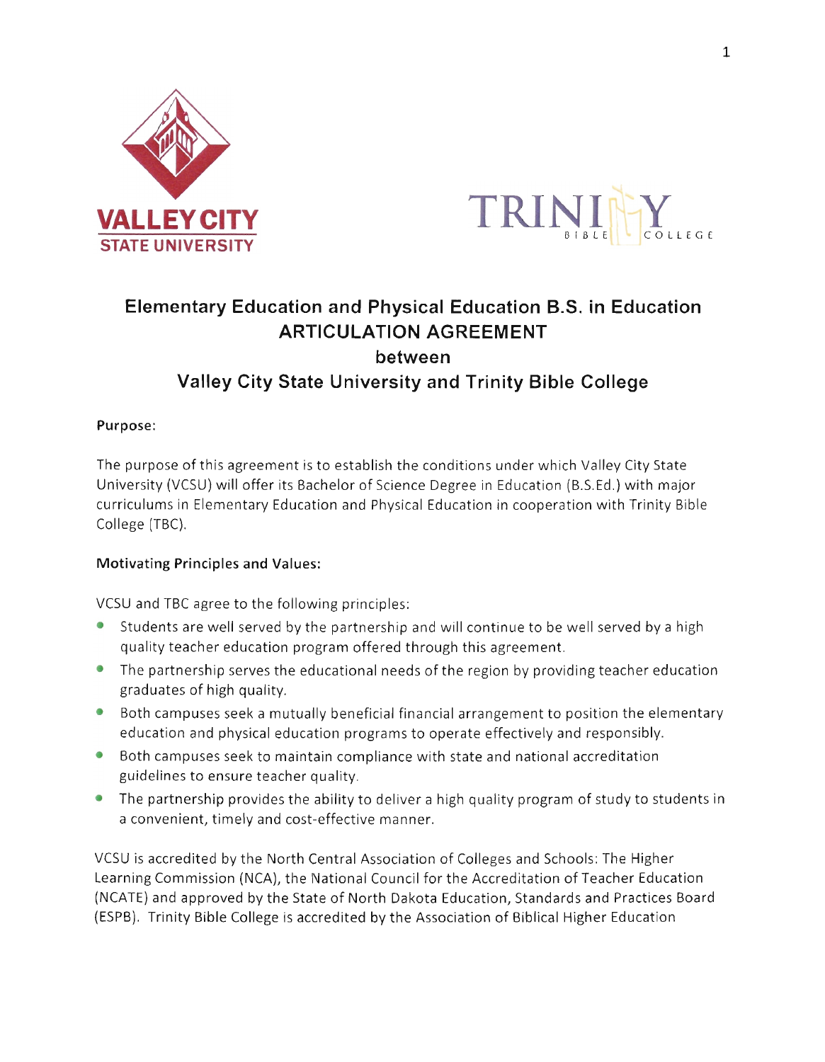# Elementary Education and Physical Education B.S. in Education ARTICULATION AGREEMENT between Valley City State University and Trinity Bible College

**Purpose:**

The purpose of this agreement is to establish the conditions under which Valley City State University (VCSU) will offer its Bachelor of Science Degree in Education (B.S.Ed.) with major curriculums in Elementary Education and Physical Education in cooperation with Trinity Bible College (TBC).

**Motivating Principles and Values:**

VCSU and TBC agree to the following principles:

- Students are well served by the partnership and will continue to be well served by a high quality teacher education program offered through this agreement.
- The partnership serves the educational needs of the region by providing teacher education graduates of high quality.
- Both campuses seek a mutually beneficial financial arrangement to position the elementary education and physical education programs to operate effectively and responsibly.
- Both campuses seek to maintain compliance with state and national accreditation guidelines to ensure teacher quality.
- The partnership provides the ability to deliver a high quality program of study to students in a convenient, timely and cost-effective manner.

VCSU is accredited by the North Central Association of Colleges and Schools: The Higher Learning Commission (NCA), the National Council for the Accreditation of Teacher Education (NCATE) and approved by the State of North Dakota Education, Standards and Practices Board (ESPB). Trinity Bible College is accredited by the Association of Biblical Higher Education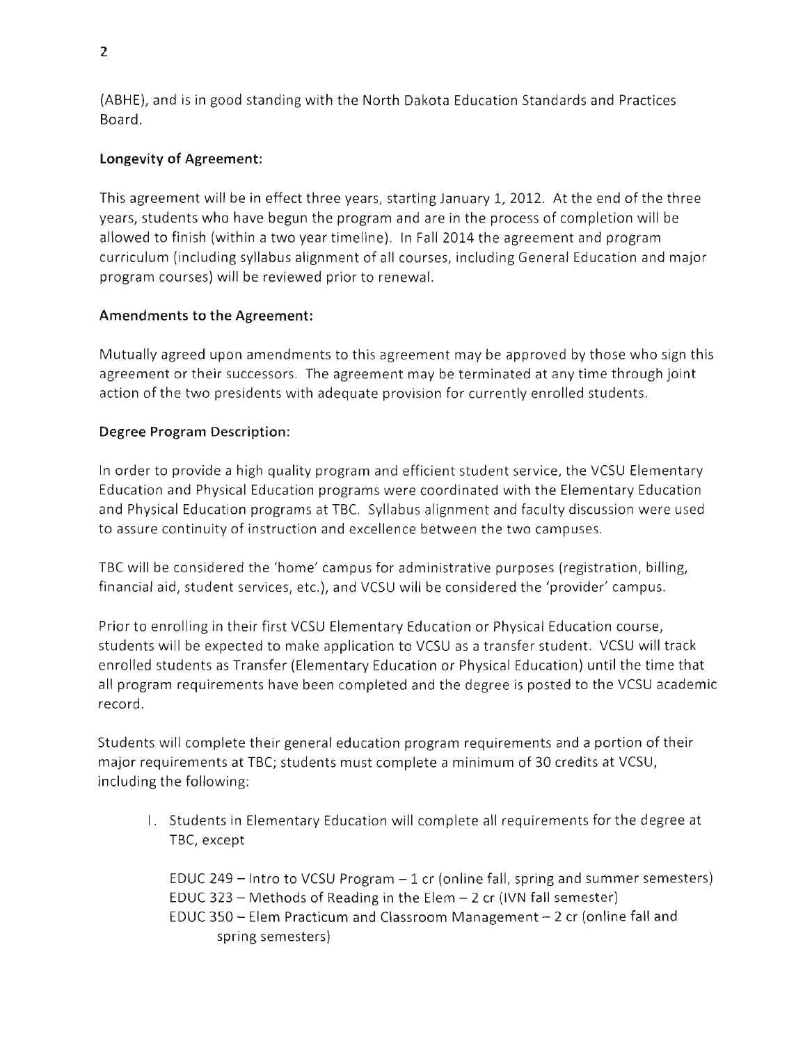(ABHE), and is in good standing with the North Dakota Education Standards and Practices Board.

**Longevity of Agreement:**

This agreement will be in effect three years, starting January 1, 2012. At the end of the three years, students who have begun the program and are in the process of completion will be allowed to finish (within a two year timeline). In Fall 2014 the agreement and program curriculum (including syllabus alignment of all courses, including General Education and major program courses) will be reviewed prior to renewal.

**Amendments to the Agreement:**

Mutually agreed upon amendments to this agreement may be approved by those who sign this agreement or their successors. The agreement may be terminated at any time through joint action of the two presidents with adequate provision for currently enrolled students.

**Degree Program Description:**

In order to provide a high quality program and efficient student service, the VCSU Elementary Education and Physical Education programs were coordinated with the Elementary Education and Physical Education programs at TBC. Syllabus alignment and faculty discussion were used to assure continuity of instruction and excellence between the two campuses.

TBC will be considered the 'home' campus for administrative purposes (registration, billing, financial aid, student services, etc.), and VCSU will be considered the 'provider' campus.

Prior to enrolling in their first VCSU Elementary Education or Physical Education course, students will be expected to make application to VCSU as a transfer student. VCSU will track enrolled students as Transfer (Elementary Education or Physical Education) until the time that all program requirements have been completed and the degree is posted to the VCSU academic record.

Students will complete their general education program requirements and a portion of their major requirements at TBC; students must complete a minimum of 30 credits at VCSU, including the following:

1. Students in Elementary Education will complete all requirements for the degree at TBC, except

   EDUC 249 – Intro to VCSU Program – 1 cr (online fall, spring and summer semesters)
   EDUC 323 – Methods of Reading in the Elem – 2 cr (IVN fall semester)
   EDUC 350 – Elem Practicum and Classroom Management – 2 cr (online fall and spring semesters)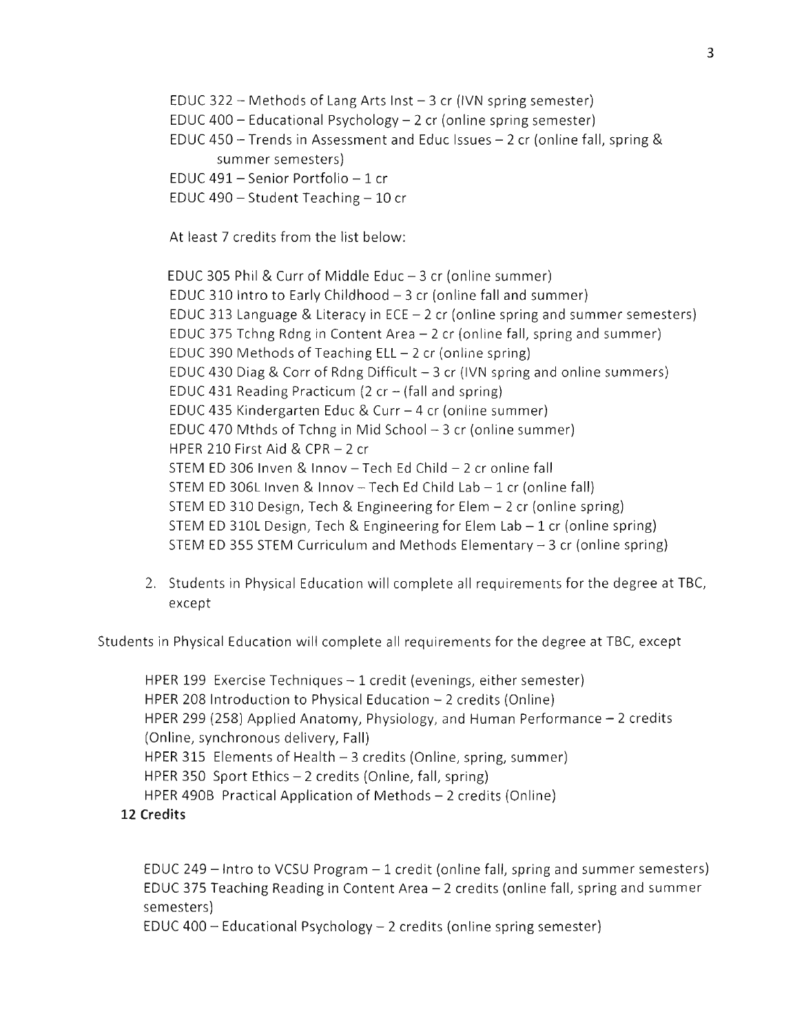EDUC 322 – Methods of Lang Arts Inst – 3 cr (IVN spring semester)
EDUC 400 – Educational Psychology – 2 cr (online spring semester)
EDUC 450 – Trends in Assessment and Educ Issues – 2 cr (online fall, spring & summer semesters)
EDUC 491 – Senior Portfolio – 1 cr
EDUC 490 – Student Teaching – 10 cr

At least 7 credits from the list below:

EDUC 305 Phil & Curr of Middle Educ – 3 cr (online summer)
EDUC 310 Intro to Early Childhood – 3 cr (online fall and summer)
EDUC 313 Language & Literacy in ECE – 2 cr (online spring and summer semesters)
EDUC 375 Tchng Rdng in Content Area – 2 cr (online fall, spring and summer)
EDUC 390 Methods of Teaching ELL – 2 cr (online spring)
EDUC 430 Diag & Corr of Rdng Difficult – 3 cr (IVN spring and online summers)
EDUC 431 Reading Practicum (2 cr – (fall and spring)
EDUC 435 Kindergarten Educ & Curr – 4 cr (online summer)
EDUC 470 Mthds of Tchng in Mid School – 3 cr (online summer)
HPER 210 First Aid & CPR – 2 cr
STEM ED 306 Inven & Innov – Tech Ed Child – 2 cr online fall
STEM ED 306L Inven & Innov – Tech Ed Child Lab – 1 cr (online fall)
STEM ED 310 Design, Tech & Engineering for Elem – 2 cr (online spring)
STEM ED 310L Design, Tech & Engineering for Elem Lab – 1 cr (online spring)
STEM ED 355 STEM Curriculum and Methods Elementary – 3 cr (online spring)

2. Students in Physical Education will complete all requirements for the degree at TBC, except

Students in Physical Education will complete all requirements for the degree at TBC, except

HPER 199 Exercise Techniques – 1 credit (evenings, either semester)
HPER 208 Introduction to Physical Education – 2 credits (Online)
HPER 299 (258) Applied Anatomy, Physiology, and Human Performance – 2 credits (Online, synchronous delivery, Fall)
HPER 315 Elements of Health – 3 credits (Online, spring, summer)
HPER 350 Sport Ethics – 2 credits (Online, fall, spring)
HPER 490B Practical Application of Methods – 2 credits (Online)

**12 Credits**

EDUC 249 – Intro to VCSU Program – 1 credit (online fall, spring and summer semesters)
EDUC 375 Teaching Reading in Content Area – 2 credits (online fall, spring and summer semesters)
EDUC 400 – Educational Psychology – 2 credits (online spring semester)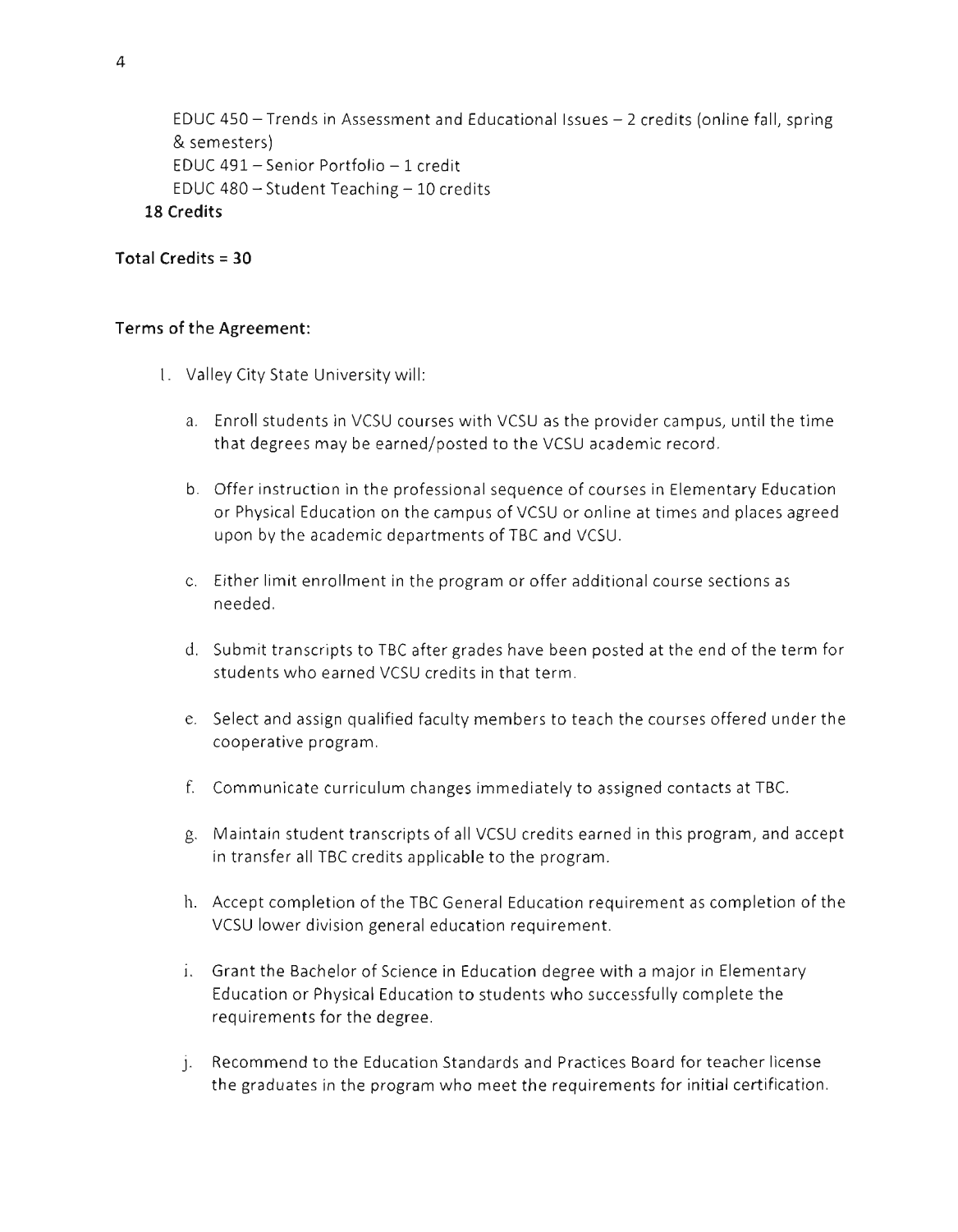EDUC 450 – Trends in Assessment and Educational Issues – 2 credits (online fall, spring & semesters)
EDUC 491 – Senior Portfolio – 1 credit
EDUC 480 – Student Teaching – 10 credits

**18 Credits**

**Total Credits = 30**

**Terms of the Agreement:**

I. Valley City State University will:

a. Enroll students in VCSU courses with VCSU as the provider campus, until the time that degrees may be earned/posted to the VCSU academic record.

b. Offer instruction in the professional sequence of courses in Elementary Education or Physical Education on the campus of VCSU or online at times and places agreed upon by the academic departments of TBC and VCSU.

c. Either limit enrollment in the program or offer additional course sections as needed.

d. Submit transcripts to TBC after grades have been posted at the end of the term for students who earned VCSU credits in that term.

e. Select and assign qualified faculty members to teach the courses offered under the cooperative program.

f. Communicate curriculum changes immediately to assigned contacts at TBC.

g. Maintain student transcripts of all VCSU credits earned in this program, and accept in transfer all TBC credits applicable to the program.

h. Accept completion of the TBC General Education requirement as completion of the VCSU lower division general education requirement.

i. Grant the Bachelor of Science in Education degree with a major in Elementary Education or Physical Education to students who successfully complete the requirements for the degree.

j. Recommend to the Education Standards and Practices Board for teacher license the graduates in the program who meet the requirements for initial certification.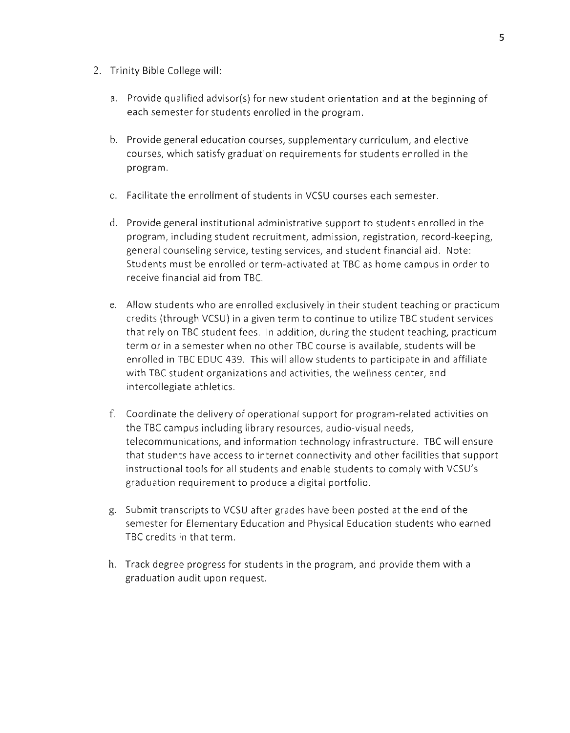2. Trinity Bible College will:

   a. Provide qualified advisor(s) for new student orientation and at the beginning of each semester for students enrolled in the program.

   b. Provide general education courses, supplementary curriculum, and elective courses, which satisfy graduation requirements for students enrolled in the program.

   c. Facilitate the enrollment of students in VCSU courses each semester.

   d. Provide general institutional administrative support to students enrolled in the program, including student recruitment, admission, registration, record-keeping, general counseling service, testing services, and student financial aid. Note: Students <u>must be enrolled or term-activated at TBC as home campus</u> in order to receive financial aid from TBC.

   e. Allow students who are enrolled exclusively in their student teaching or practicum credits (through VCSU) in a given term to continue to utilize TBC student services that rely on TBC student fees. In addition, during the student teaching, practicum term or in a semester when no other TBC course is available, students will be enrolled in TBC EDUC 439. This will allow students to participate in and affiliate with TBC student organizations and activities, the wellness center, and intercollegiate athletics.

   f. Coordinate the delivery of operational support for program-related activities on the TBC campus including library resources, audio-visual needs, telecommunications, and information technology infrastructure. TBC will ensure that students have access to internet connectivity and other facilities that support instructional tools for all students and enable students to comply with VCSU's graduation requirement to produce a digital portfolio.

   g. Submit transcripts to VCSU after grades have been posted at the end of the semester for Elementary Education and Physical Education students who earned TBC credits in that term.

   h. Track degree progress for students in the program, and provide them with a graduation audit upon request.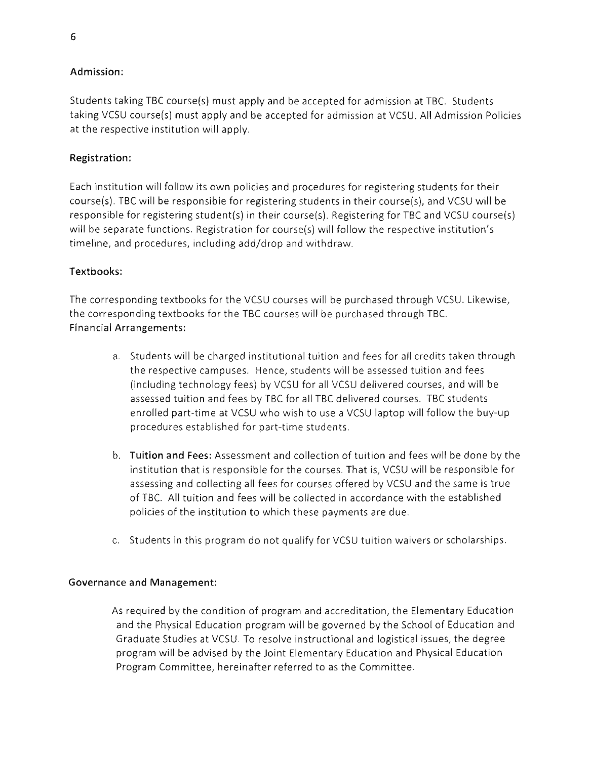### Admission:

Students taking TBC course(s) must apply and be accepted for admission at TBC. Students taking VCSU course(s) must apply and be accepted for admission at VCSU. All Admission Policies at the respective institution will apply.

### Registration:

Each institution will follow its own policies and procedures for registering students for their course(s). TBC will be responsible for registering students in their course(s), and VCSU will be responsible for registering student(s) in their course(s). Registering for TBC and VCSU course(s) will be separate functions. Registration for course(s) will follow the respective institution's timeline, and procedures, including add/drop and withdraw.

### Textbooks:

The corresponding textbooks for the VCSU courses will be purchased through VCSU. Likewise, the corresponding textbooks for the TBC courses will be purchased through TBC.

### Financial Arrangements:

a. Students will be charged institutional tuition and fees for all credits taken through the respective campuses. Hence, students will be assessed tuition and fees (including technology fees) by VCSU for all VCSU delivered courses, and will be assessed tuition and fees by TBC for all TBC delivered courses. TBC students enrolled part-time at VCSU who wish to use a VCSU laptop will follow the buy-up procedures established for part-time students.

b. **Tuition and Fees:** Assessment and collection of tuition and fees will be done by the institution that is responsible for the courses. That is, VCSU will be responsible for assessing and collecting all fees for courses offered by VCSU and the same is true of TBC. All tuition and fees will be collected in accordance with the established policies of the institution to which these payments are due.

c. Students in this program do not qualify for VCSU tuition waivers or scholarships.

### Governance and Management:

As required by the condition of program and accreditation, the Elementary Education and the Physical Education program will be governed by the School of Education and Graduate Studies at VCSU. To resolve instructional and logistical issues, the degree program will be advised by the Joint Elementary Education and Physical Education Program Committee, hereinafter referred to as the Committee.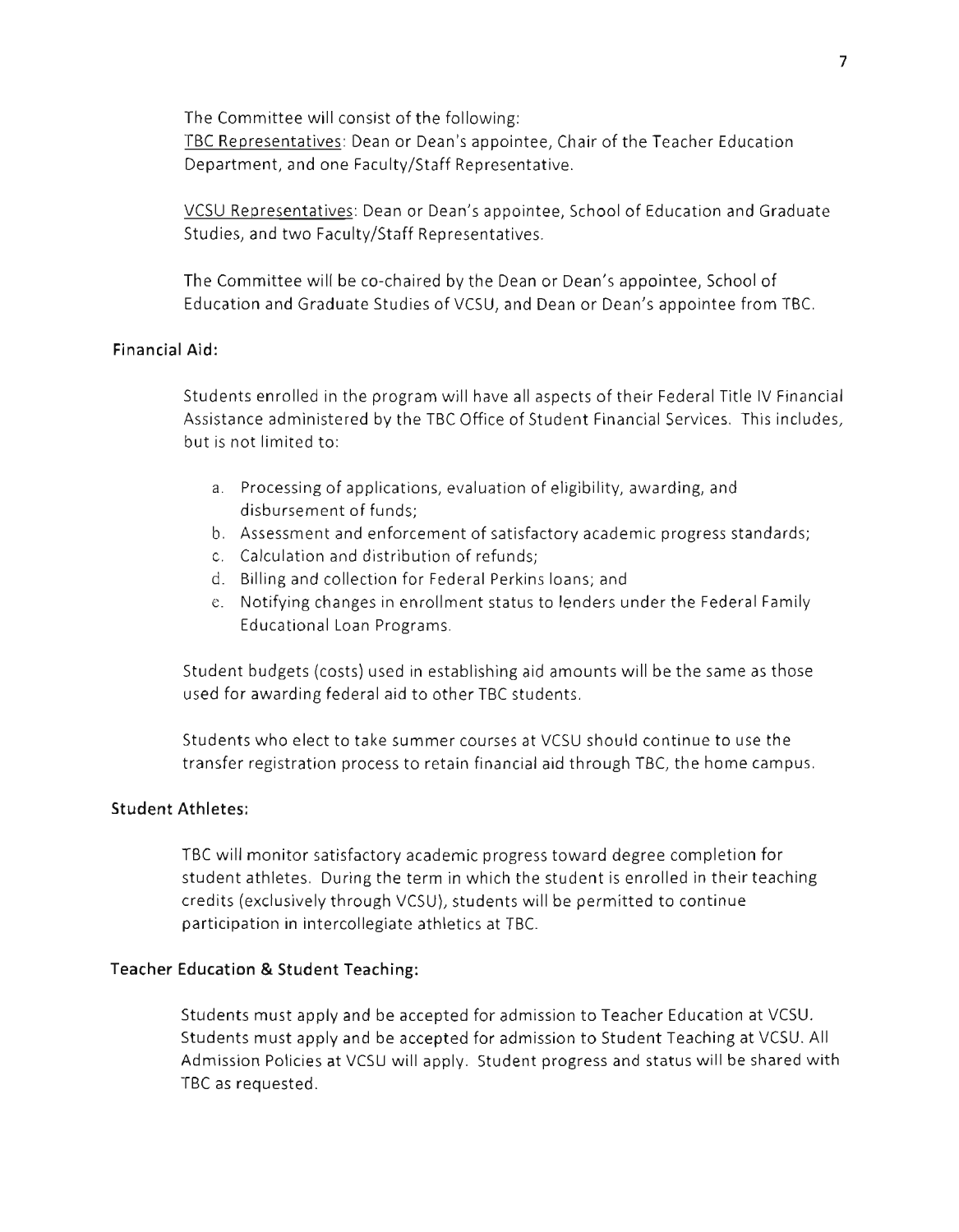The Committee will consist of the following:
TBC Representatives: Dean or Dean's appointee, Chair of the Teacher Education Department, and one Faculty/Staff Representative.

VCSU Representatives: Dean or Dean's appointee, School of Education and Graduate Studies, and two Faculty/Staff Representatives.

The Committee will be co-chaired by the Dean or Dean's appointee, School of Education and Graduate Studies of VCSU, and Dean or Dean's appointee from TBC.

**Financial Aid:**

Students enrolled in the program will have all aspects of their Federal Title IV Financial Assistance administered by the TBC Office of Student Financial Services. This includes, but is not limited to:

a. Processing of applications, evaluation of eligibility, awarding, and disbursement of funds;
b. Assessment and enforcement of satisfactory academic progress standards;
c. Calculation and distribution of refunds;
d. Billing and collection for Federal Perkins loans; and
e. Notifying changes in enrollment status to lenders under the Federal Family Educational Loan Programs.

Student budgets (costs) used in establishing aid amounts will be the same as those used for awarding federal aid to other TBC students.

Students who elect to take summer courses at VCSU should continue to use the transfer registration process to retain financial aid through TBC, the home campus.

**Student Athletes:**

TBC will monitor satisfactory academic progress toward degree completion for student athletes. During the term in which the student is enrolled in their teaching credits (exclusively through VCSU), students will be permitted to continue participation in intercollegiate athletics at TBC.

**Teacher Education & Student Teaching:**

Students must apply and be accepted for admission to Teacher Education at VCSU. Students must apply and be accepted for admission to Student Teaching at VCSU. All Admission Policies at VCSU will apply. Student progress and status will be shared with TBC as requested.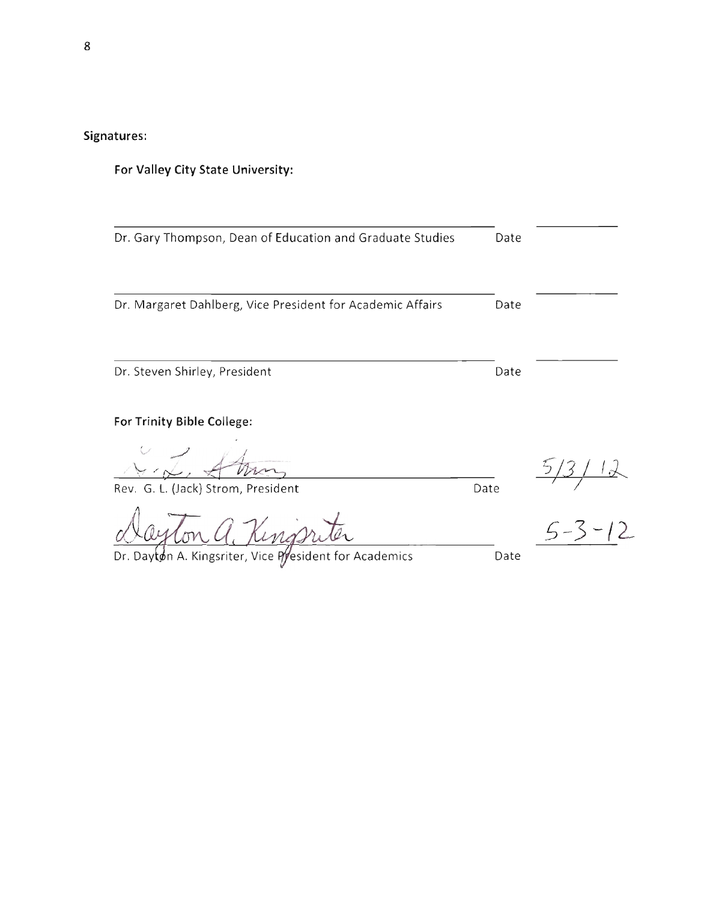**Signatures:**

**For Valley City State University:**

\_\_\_\_\_\_\_\_\_\_\_\_\_\_\_\_\_\_\_\_\_\_\_\_\_\_\_\_\_\_\_\_\_\_\_\_\_\_\_\_\_\_\_\_\_\_\_\_\_\_\_\_\_\_ \_\_\_\_\_\_\_\_\_\_

Dr. Gary Thompson, Dean of Education and Graduate Studies Date

\_\_\_\_\_\_\_\_\_\_\_\_\_\_\_\_\_\_\_\_\_\_\_\_\_\_\_\_\_\_\_\_\_\_\_\_\_\_\_\_\_\_\_\_\_\_\_\_\_\_\_\_\_\_ \_\_\_\_\_\_\_\_\_\_

Dr. Margaret Dahlberg, Vice President for Academic Affairs Date

\_\_\_\_\_\_\_\_\_\_\_\_\_\_\_\_\_\_\_\_\_\_\_\_\_\_\_\_\_\_\_\_\_\_\_\_\_\_\_\_\_\_\_\_\_\_\_\_\_\_\_\_\_\_ \_\_\_\_\_\_\_\_\_\_

Dr. Steven Shirley, President Date

**For Trinity Bible College:**

G. L. Strom 5/3/12

Rev. G. L. (Jack) Strom, President Date

Dayton A. Kingsriter 5-3-12

Dr. Dayton A. Kingsriter, Vice President for Academics Date